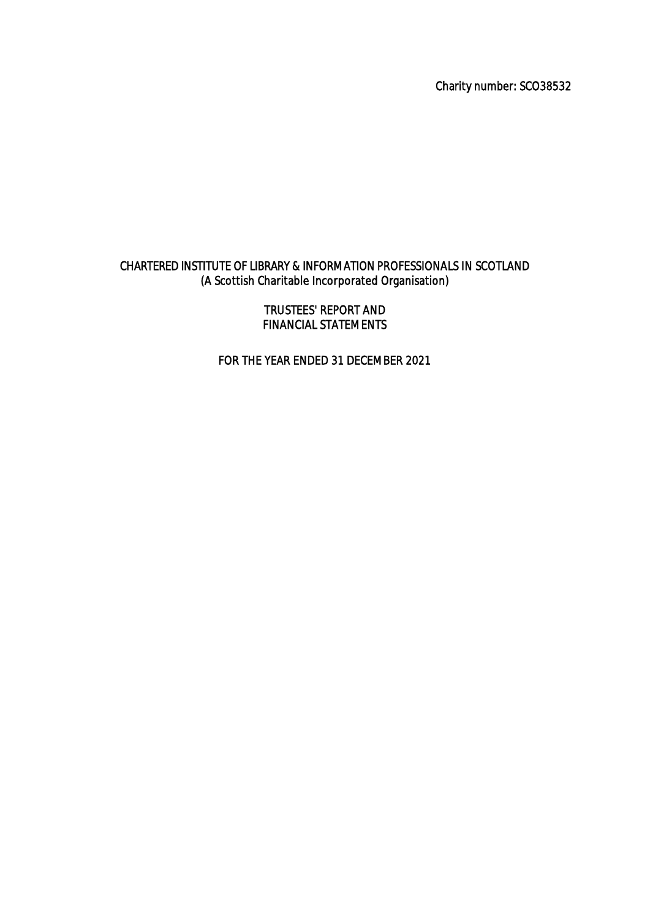Charity number: SCO38532

# CHARTERED INSTITUTE OF LIBRARY & INFORMATION PROFESSIONALS IN SCOTLAND
(A Scottish Charitable Incorporated Organisation)

## TRUSTEES' REPORT AND FINANCIAL STATEMENTS

## FOR THE YEAR ENDED 31 DECEMBER 2021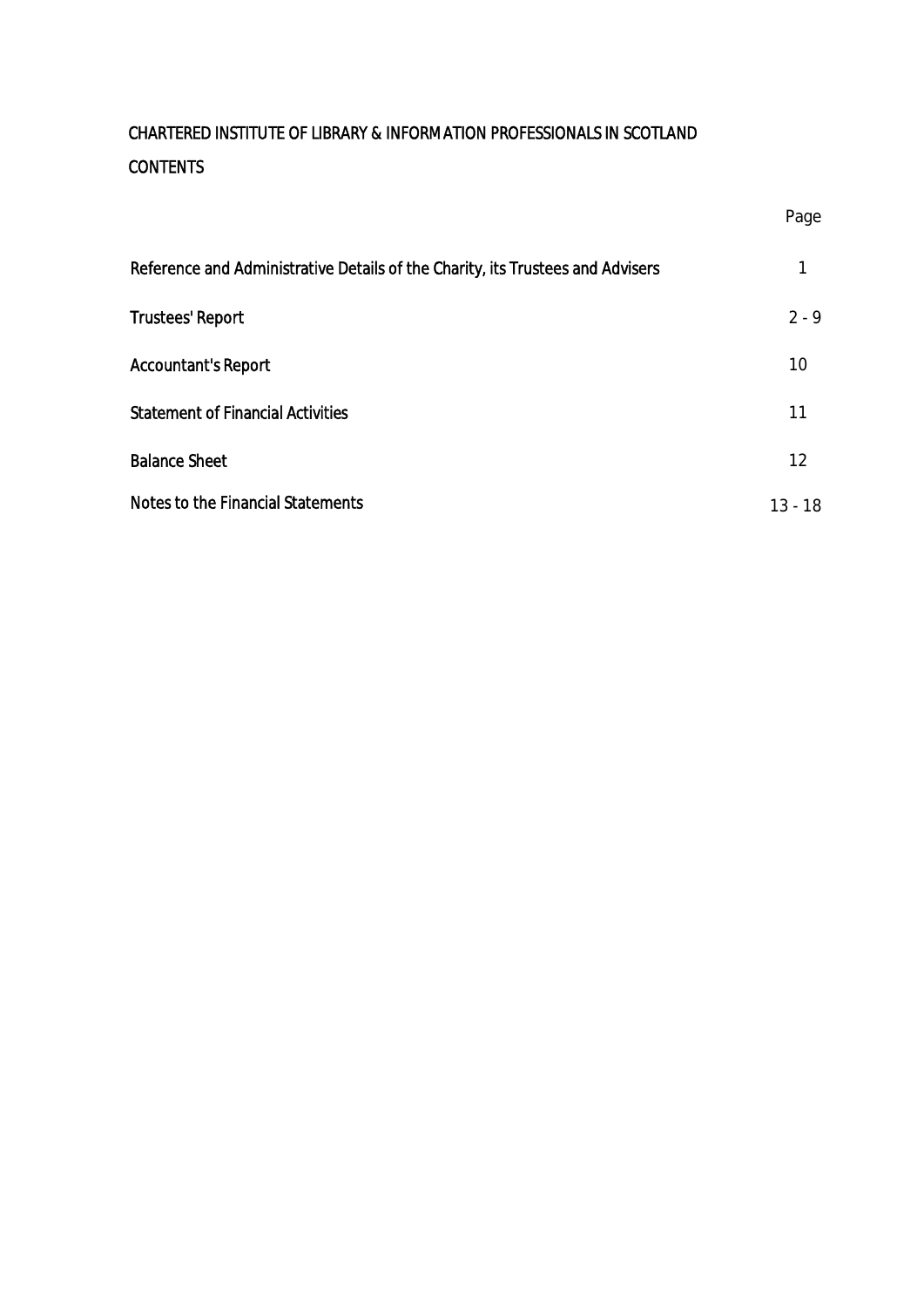CHARTERED INSTITUTE OF LIBRARY & INFORMATION PROFESSIONALS IN SCOTLAND

CONTENTS

| | Page |
|---|---|
| Reference and Administrative Details of the Charity, its Trustees and Advisers | 1 |
| Trustees' Report | 2 - 9 |
| Accountant's Report | 10 |
| Statement of Financial Activities | 11 |
| Balance Sheet | 12 |
| Notes to the Financial Statements | 13 - 18 |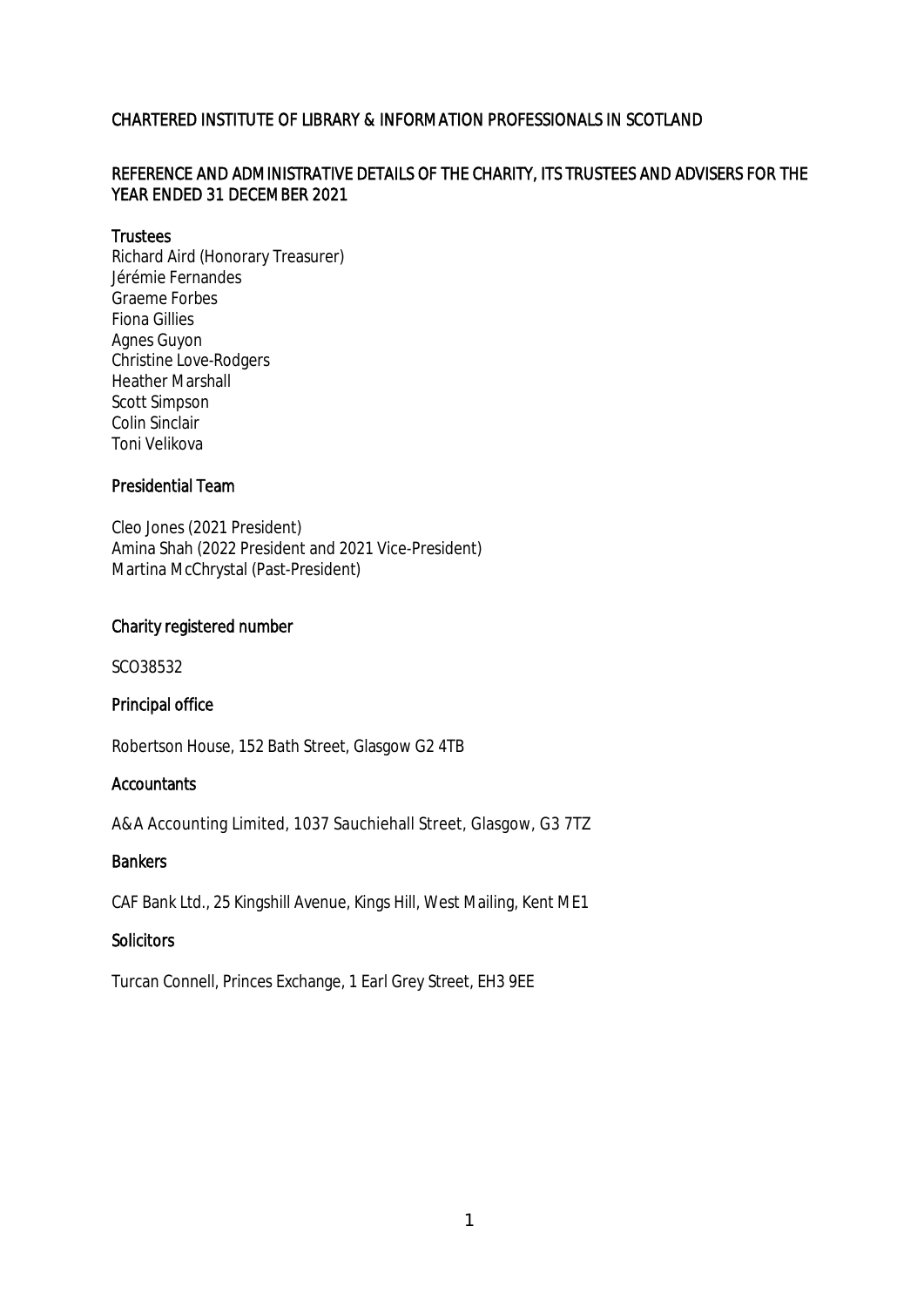# CHARTERED INSTITUTE OF LIBRARY & INFORMATION PROFESSIONALS IN SCOTLAND

## REFERENCE AND ADMINISTRATIVE DETAILS OF THE CHARITY, ITS TRUSTEES AND ADVISERS FOR THE YEAR ENDED 31 DECEMBER 2021

### Trustees

Richard Aird (Honorary Treasurer)
Jérémie Fernandes
Graeme Forbes
Fiona Gillies
Agnes Guyon
Christine Love-Rodgers
Heather Marshall
Scott Simpson
Colin Sinclair
Toni Velikova

### Presidential Team

Cleo Jones (2021 President)
Amina Shah (2022 President and 2021 Vice-President)
Martina McChrystal (Past-President)

### Charity registered number

SCO38532

### Principal office

Robertson House, 152 Bath Street, Glasgow G2 4TB

### Accountants

A&A Accounting Limited, 1037 Sauchiehall Street, Glasgow, G3 7TZ

### Bankers

CAF Bank Ltd., 25 Kingshill Avenue, Kings Hill, West Mailing, Kent ME1

### Solicitors

Turcan Connell, Princes Exchange, 1 Earl Grey Street, EH3 9EE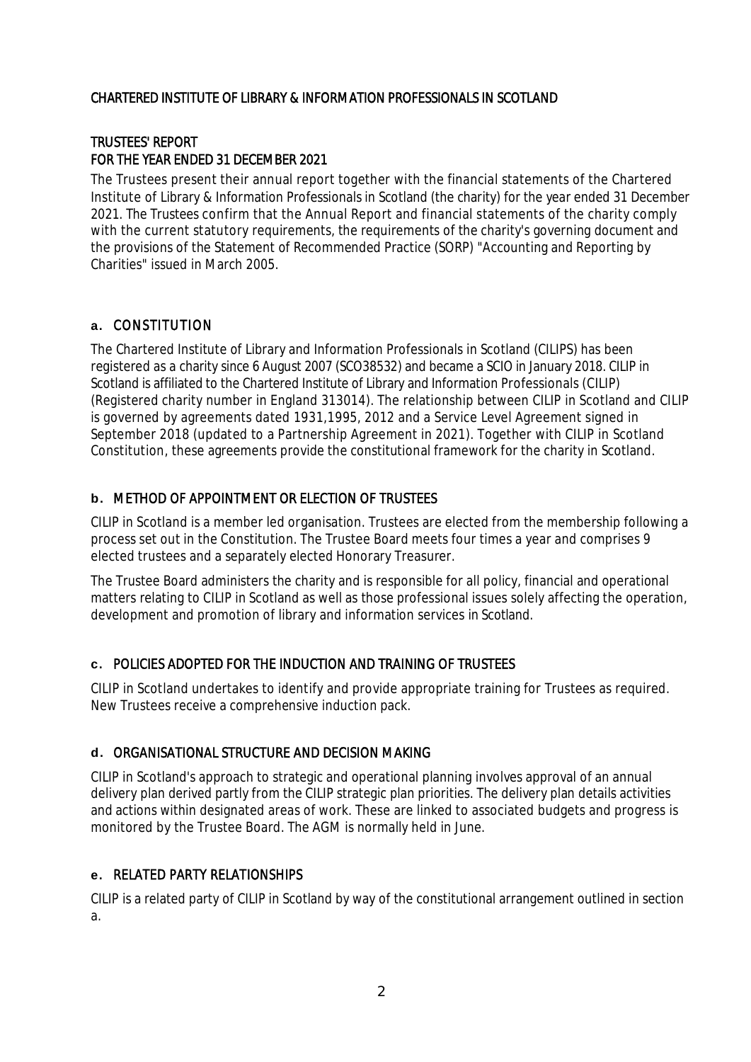## CHARTERED INSTITUTE OF LIBRARY & INFORMATION PROFESSIONALS IN SCOTLAND

### TRUSTEES' REPORT
### FOR THE YEAR ENDED 31 DECEMBER 2021

The Trustees present their annual report together with the financial statements of the Chartered Institute of Library & Information Professionals in Scotland (the charity) for the year ended 31 December 2021. The Trustees confirm that the Annual Report and financial statements of the charity comply with the current statutory requirements, the requirements of the charity's governing document and the provisions of the Statement of Recommended Practice (SORP) "Accounting and Reporting by Charities" issued in March 2005.

### a. CONSTITUTION

The Chartered Institute of Library and Information Professionals in Scotland (CILIPS) has been registered as a charity since 6 August 2007 (SCO38532) and became a SCIO in January 2018. CILIP in Scotland is affiliated to the Chartered Institute of Library and Information Professionals (CILIP) (Registered charity number in England 313014). The relationship between CILIP in Scotland and CILIP is governed by agreements dated 1931,1995, 2012 and a Service Level Agreement signed in September 2018 (updated to a Partnership Agreement in 2021). Together with CILIP in Scotland Constitution, these agreements provide the constitutional framework for the charity in Scotland.

### b. METHOD OF APPOINTMENT OR ELECTION OF TRUSTEES

CILIP in Scotland is a member led organisation. Trustees are elected from the membership following a process set out in the Constitution. The Trustee Board meets four times a year and comprises 9 elected trustees and a separately elected Honorary Treasurer.

The Trustee Board administers the charity and is responsible for all policy, financial and operational matters relating to CILIP in Scotland as well as those professional issues solely affecting the operation, development and promotion of library and information services in Scotland.

### c. POLICIES ADOPTED FOR THE INDUCTION AND TRAINING OF TRUSTEES

CILIP in Scotland undertakes to identify and provide appropriate training for Trustees as required. New Trustees receive a comprehensive induction pack.

### d. ORGANISATIONAL STRUCTURE AND DECISION MAKING

CILIP in Scotland's approach to strategic and operational planning involves approval of an annual delivery plan derived partly from the CILIP strategic plan priorities. The delivery plan details activities and actions within designated areas of work. These are linked to associated budgets and progress is monitored by the Trustee Board. The AGM is normally held in June.

### e. RELATED PARTY RELATIONSHIPS

CILIP is a related party of CILIP in Scotland by way of the constitutional arrangement outlined in section a.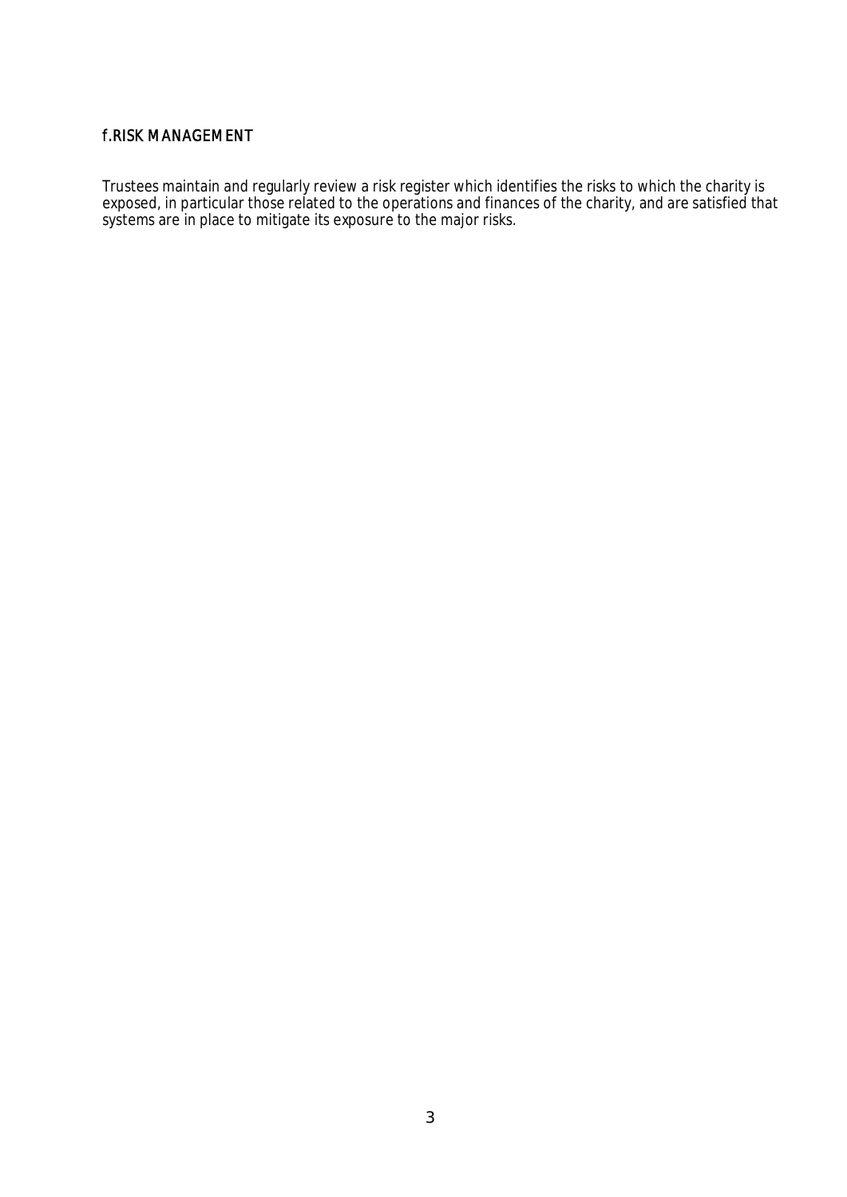## f.RISK MANAGEMENT

Trustees maintain and regularly review a risk register which identifies the risks to which the charity is exposed, in particular those related to the operations and finances of the charity, and are satisfied that systems are in place to mitigate its exposure to the major risks.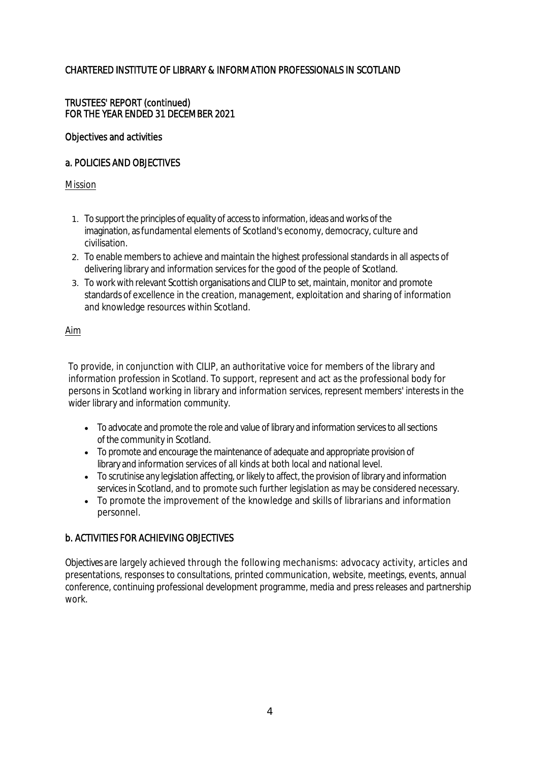CHARTERED INSTITUTE OF LIBRARY & INFORMATION PROFESSIONALS IN SCOTLAND

TRUSTEES' REPORT (continued)
FOR THE YEAR ENDED 31 DECEMBER 2021

## Objectives and activities

### a. POLICIES AND OBJECTIVES

Mission

1. To support the principles of equality of access to information, ideas and works of the imagination, as fundamental elements of Scotland's economy, democracy, culture and civilisation.
2. To enable members to achieve and maintain the highest professional standards in all aspects of delivering library and information services for the good of the people of Scotland.
3. To work with relevant Scottish organisations and CILIP to set, maintain, monitor and promote standards of excellence in the creation, management, exploitation and sharing of information and knowledge resources within Scotland.

Aim

To provide, in conjunction with CILIP, an authoritative voice for members of the library and information profession in Scotland. To support, represent and act as the professional body for persons in Scotland working in library and information services, represent members' interests in the wider library and information community.

- To advocate and promote the role and value of library and information services to all sections of the community in Scotland.
- To promote and encourage the maintenance of adequate and appropriate provision of library and information services of all kinds at both local and national level.
- To scrutinise any legislation affecting, or likely to affect, the provision of library and information services in Scotland, and to promote such further legislation as may be considered necessary.
- To promote the improvement of the knowledge and skills of librarians and information personnel.

### b. ACTIVITIES FOR ACHIEVING OBJECTIVES

Objectives are largely achieved through the following mechanisms: advocacy activity, articles and presentations, responses to consultations, printed communication, website, meetings, events, annual conference, continuing professional development programme, media and press releases and partnership work.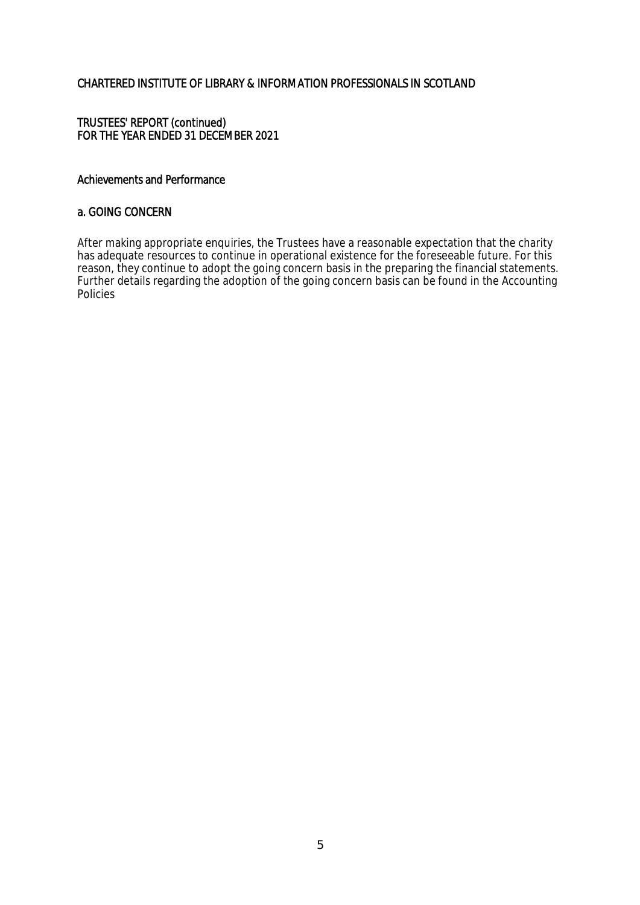# CHARTERED INSTITUTE OF LIBRARY & INFORMATION PROFESSIONALS IN SCOTLAND

## TRUSTEES' REPORT (continued)
## FOR THE YEAR ENDED 31 DECEMBER 2021

### Achievements and Performance

#### a. GOING CONCERN

After making appropriate enquiries, the Trustees have a reasonable expectation that the charity has adequate resources to continue in operational existence for the foreseeable future. For this reason, they continue to adopt the going concern basis in the preparing the financial statements. Further details regarding the adoption of the going concern basis can be found in the Accounting Policies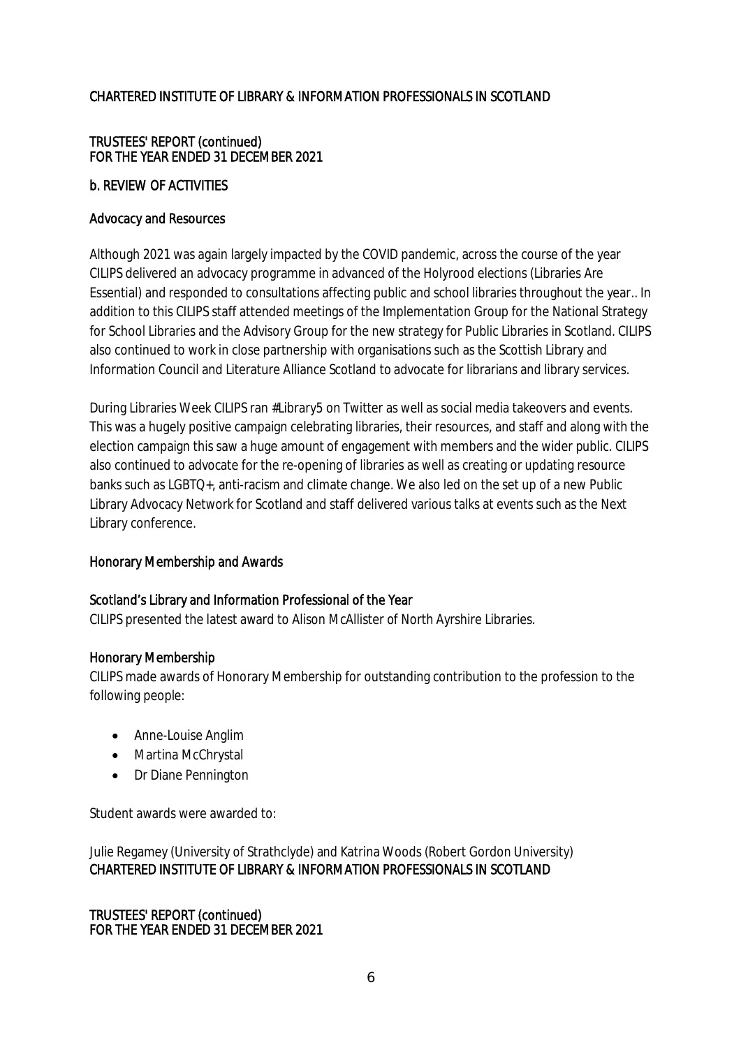## b. REVIEW OF ACTIVITIES

### Advocacy and Resources

Although 2021 was again largely impacted by the COVID pandemic, across the course of the year CILIPS delivered an advocacy programme in advanced of the Holyrood elections (Libraries Are Essential) and responded to consultations affecting public and school libraries throughout the year.. In addition to this CILIPS staff attended meetings of the Implementation Group for the National Strategy for School Libraries and the Advisory Group for the new strategy for Public Libraries in Scotland. CILIPS also continued to work in close partnership with organisations such as the Scottish Library and Information Council and Literature Alliance Scotland to advocate for librarians and library services.

During Libraries Week CILIPS ran #Library5 on Twitter as well as social media takeovers and events. This was a hugely positive campaign celebrating libraries, their resources, and staff and along with the election campaign this saw a huge amount of engagement with members and the wider public. CILIPS also continued to advocate for the re-opening of libraries as well as creating or updating resource banks such as LGBTQ+, anti-racism and climate change. We also led on the set up of a new Public Library Advocacy Network for Scotland and staff delivered various talks at events such as the Next Library conference.

### Honorary Membership and Awards

#### Scotland's Library and Information Professional of the Year

CILIPS presented the latest award to Alison McAllister of North Ayrshire Libraries.

#### Honorary Membership

CILIPS made awards of Honorary Membership for outstanding contribution to the profession to the following people:

- Anne-Louise Anglim
- Martina McChrystal
- Dr Diane Pennington

Student awards were awarded to:

Julie Regamey (University of Strathclyde) and Katrina Woods (Robert Gordon University)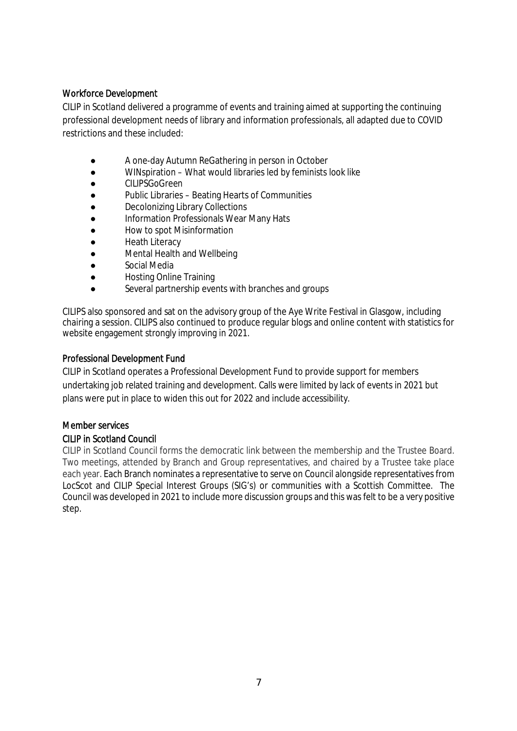## Workforce Development

CILIP in Scotland delivered a programme of events and training aimed at supporting the continuing professional development needs of library and information professionals, all adapted due to COVID restrictions and these included:

- A one-day Autumn ReGathering in person in October
- WINspiration – What would libraries led by feminists look like
- CILIPSGoGreen
- Public Libraries – Beating Hearts of Communities
- Decolonizing Library Collections
- Information Professionals Wear Many Hats
- How to spot Misinformation
- Heath Literacy
- Mental Health and Wellbeing
- Social Media
- Hosting Online Training
- Several partnership events with branches and groups

CILIPS also sponsored and sat on the advisory group of the Aye Write Festival in Glasgow, including chairing a session. CILIPS also continued to produce regular blogs and online content with statistics for website engagement strongly improving in 2021.

## Professional Development Fund

CILIP in Scotland operates a Professional Development Fund to provide support for members undertaking job related training and development. Calls were limited by lack of events in 2021 but plans were put in place to widen this out for 2022 and include accessibility.

## Member services

### CILIP in Scotland Council

CILIP in Scotland Council forms the democratic link between the membership and the Trustee Board. Two meetings, attended by Branch and Group representatives, and chaired by a Trustee take place each year. Each Branch nominates a representative to serve on Council alongside representatives from LocScot and CILIP Special Interest Groups (SIG's) or communities with a Scottish Committee. The Council was developed in 2021 to include more discussion groups and this was felt to be a very positive step.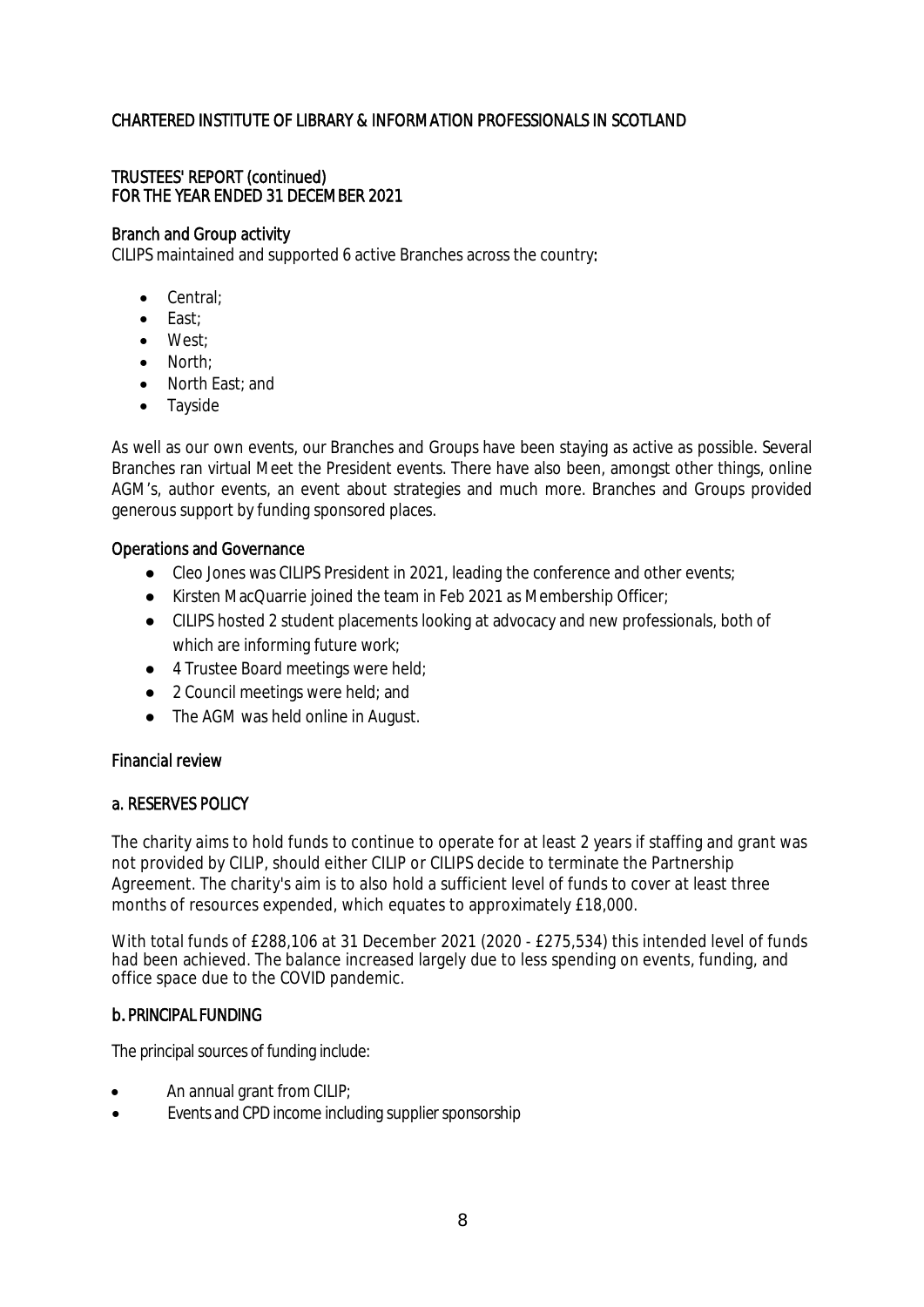CHARTERED INSTITUTE OF LIBRARY & INFORMATION PROFESSIONALS IN SCOTLAND

TRUSTEES' REPORT (continued)
FOR THE YEAR ENDED 31 DECEMBER 2021

### Branch and Group activity

CILIPS maintained and supported 6 active Branches across the country:

- Central;
- East;
- West;
- North;
- North East; and
- Tayside

As well as our own events, our Branches and Groups have been staying as active as possible. Several Branches ran virtual Meet the President events. There have also been, amongst other things, online AGM's, author events, an event about strategies and much more. Branches and Groups provided generous support by funding sponsored places.

### Operations and Governance

- Cleo Jones was CILIPS President in 2021, leading the conference and other events;
- Kirsten MacQuarrie joined the team in Feb 2021 as Membership Officer;
- CILIPS hosted 2 student placements looking at advocacy and new professionals, both of which are informing future work;
- 4 Trustee Board meetings were held;
- 2 Council meetings were held; and
- The AGM was held online in August.

## Financial review

### a. RESERVES POLICY

The charity aims to hold funds to continue to operate for at least 2 years if staffing and grant was not provided by CILIP, should either CILIP or CILIPS decide to terminate the Partnership Agreement. The charity's aim is to also hold a sufficient level of funds to cover at least three months of resources expended, which equates to approximately £18,000.

With total funds of £288,106 at 31 December 2021 (2020 - £275,534) this intended level of funds had been achieved. The balance increased largely due to less spending on events, funding, and office space due to the COVID pandemic.

### b. PRINCIPAL FUNDING

The principal sources of funding include:

- An annual grant from CILIP;
- Events and CPD income including supplier sponsorship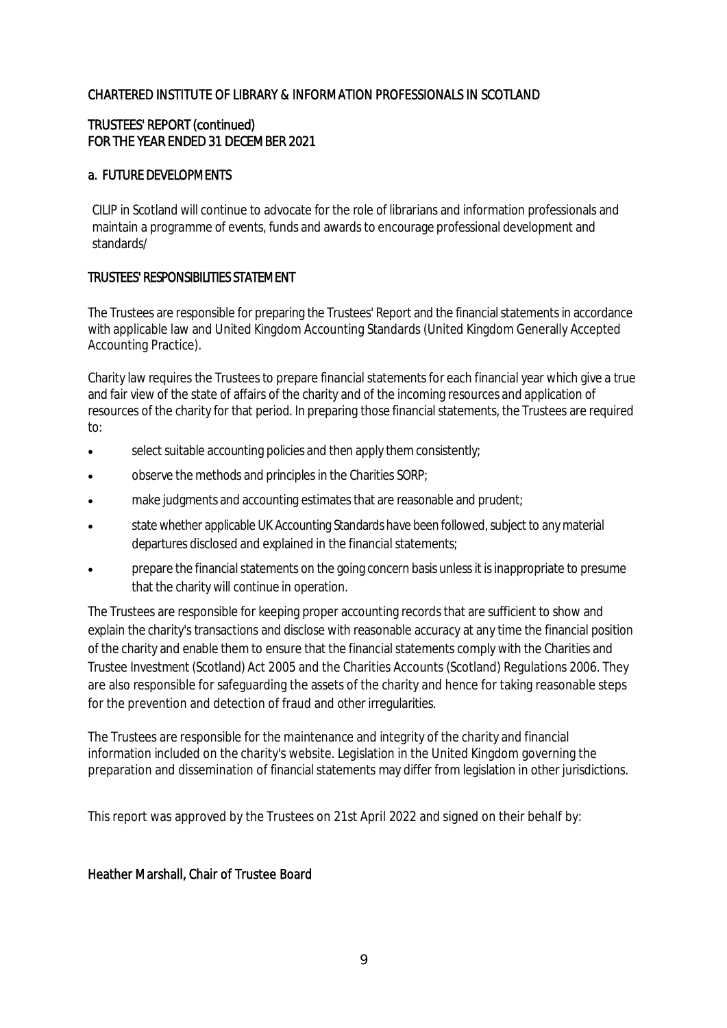CHARTERED INSTITUTE OF LIBRARY & INFORMATION PROFESSIONALS IN SCOTLAND

TRUSTEES' REPORT (continued)
FOR THE YEAR ENDED 31 DECEMBER 2021

## a. FUTURE DEVELOPMENTS

CILIP in Scotland will continue to advocate for the role of librarians and information professionals and maintain a programme of events, funds and awards to encourage professional development and standards/

## TRUSTEES' RESPONSIBILITIES STATEMENT

The Trustees are responsible for preparing the Trustees' Report and the financial statements in accordance with applicable law and United Kingdom Accounting Standards (United Kingdom Generally Accepted Accounting Practice).

Charity law requires the Trustees to prepare financial statements for each financial year which give a true and fair view of the state of affairs of the charity and of the incoming resources and application of resources of the charity for that period. In preparing those financial statements, the Trustees are required to:

- select suitable accounting policies and then apply them consistently;
- observe the methods and principles in the Charities SORP;
- make judgments and accounting estimates that are reasonable and prudent;
- state whether applicable UK Accounting Standards have been followed, subject to any material departures disclosed and explained in the financial statements;
- prepare the financial statements on the going concern basis unless it is inappropriate to presume that the charity will continue in operation.

The Trustees are responsible for keeping proper accounting records that are sufficient to show and explain the charity's transactions and disclose with reasonable accuracy at any time the financial position of the charity and enable them to ensure that the financial statements comply with the Charities and Trustee Investment (Scotland) Act 2005 and the Charities Accounts (Scotland) Regulations 2006. They are also responsible for safeguarding the assets of the charity and hence for taking reasonable steps for the prevention and detection of fraud and other irregularities.

The Trustees are responsible for the maintenance and integrity of the charity and financial information included on the charity's website. Legislation in the United Kingdom governing the preparation and dissemination of financial statements may differ from legislation in other jurisdictions.

This report was approved by the Trustees on 21st April 2022 and signed on their behalf by:

Heather Marshall, Chair of Trustee Board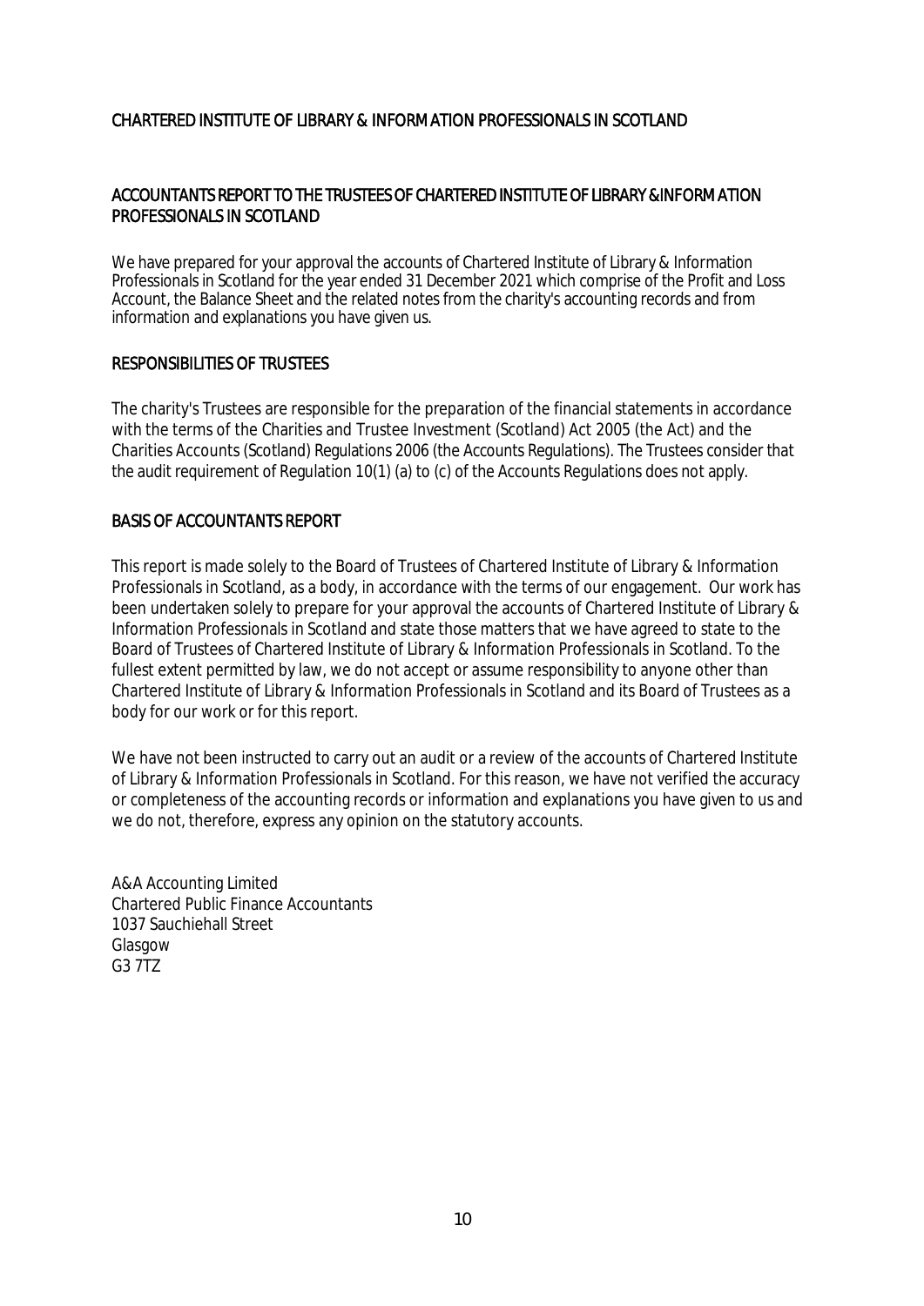CHARTERED INSTITUTE OF LIBRARY & INFORMATION PROFESSIONALS IN SCOTLAND

## ACCOUNTANTS REPORT TO THE TRUSTEES OF CHARTERED INSTITUTE OF LIBRARY &INFORMATION PROFESSIONALS IN SCOTLAND

We have prepared for your approval the accounts of Chartered Institute of Library & Information Professionals in Scotland for the year ended 31 December 2021 which comprise of the Profit and Loss Account, the Balance Sheet and the related notes from the charity's accounting records and from information and explanations you have given us.

## RESPONSIBILITIES OF TRUSTEES

The charity's Trustees are responsible for the preparation of the financial statements in accordance with the terms of the Charities and Trustee Investment (Scotland) Act 2005 (the Act) and the Charities Accounts (Scotland) Regulations 2006 (the Accounts Regulations). The Trustees consider that the audit requirement of Regulation 10(1) (a) to (c) of the Accounts Regulations does not apply.

## BASIS OF ACCOUNTANTS REPORT

This report is made solely to the Board of Trustees of Chartered Institute of Library & Information Professionals in Scotland, as a body, in accordance with the terms of our engagement. Our work has been undertaken solely to prepare for your approval the accounts of Chartered Institute of Library & Information Professionals in Scotland and state those matters that we have agreed to state to the Board of Trustees of Chartered Institute of Library & Information Professionals in Scotland. To the fullest extent permitted by law, we do not accept or assume responsibility to anyone other than Chartered Institute of Library & Information Professionals in Scotland and its Board of Trustees as a body for our work or for this report.

We have not been instructed to carry out an audit or a review of the accounts of Chartered Institute of Library & Information Professionals in Scotland. For this reason, we have not verified the accuracy or completeness of the accounting records or information and explanations you have given to us and we do not, therefore, express any opinion on the statutory accounts.

A&A Accounting Limited  
Chartered Public Finance Accountants  
1037 Sauchiehall Street  
Glasgow  
G3 7TZ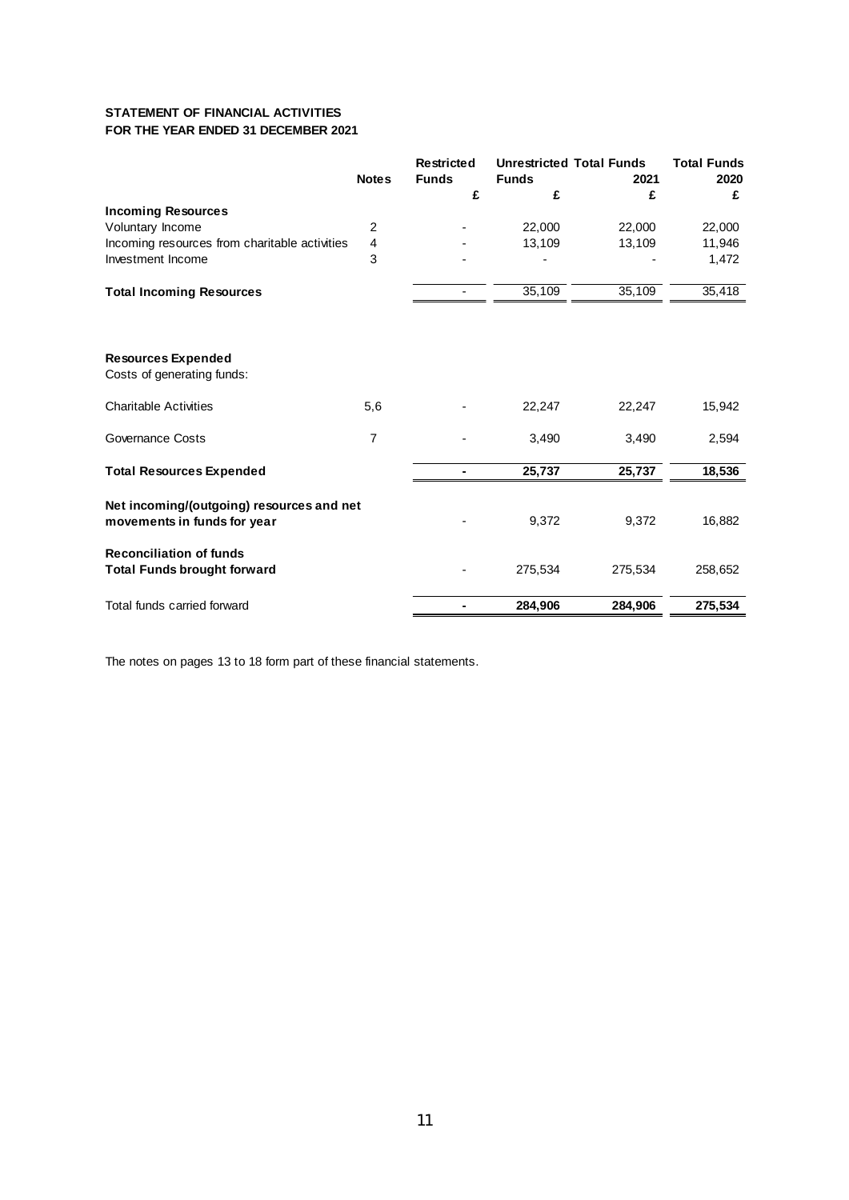**STATEMENT OF FINANCIAL ACTIVITIES**
**FOR THE YEAR ENDED 31 DECEMBER 2021**

| | Notes | Restricted Funds | Unrestricted Funds | Total Funds 2021 | Total Funds 2020 |
|---|---|---|---|---|---|
| | | £ | £ | £ | £ |
| **Incoming Resources** | | | | | |
| Voluntary Income | 2 | - | 22,000 | 22,000 | 22,000 |
| Incoming resources from charitable activities | 4 | - | 13,109 | 13,109 | 11,946 |
| Investment Income | 3 | - | - | - | 1,472 |
| **Total Incoming Resources** | | - | 35,109 | 35,109 | 35,418 |
| **Resources Expended** | | | | | |
| Costs of generating funds: | | | | | |
| Charitable Activities | 5,6 | - | 22,247 | 22,247 | 15,942 |
| Governance Costs | 7 | - | 3,490 | 3,490 | 2,594 |
| **Total Resources Expended** | | **-** | **25,737** | **25,737** | **18,536** |
| **Net incoming/(outgoing) resources and net movements in funds for year** | | - | 9,372 | 9,372 | 16,882 |
| **Reconciliation of funds** | | | | | |
| **Total Funds brought forward** | | - | 275,534 | 275,534 | 258,652 |
| Total funds carried forward | | **-** | **284,906** | **284,906** | **275,534** |

The notes on pages 13 to 18 form part of these financial statements.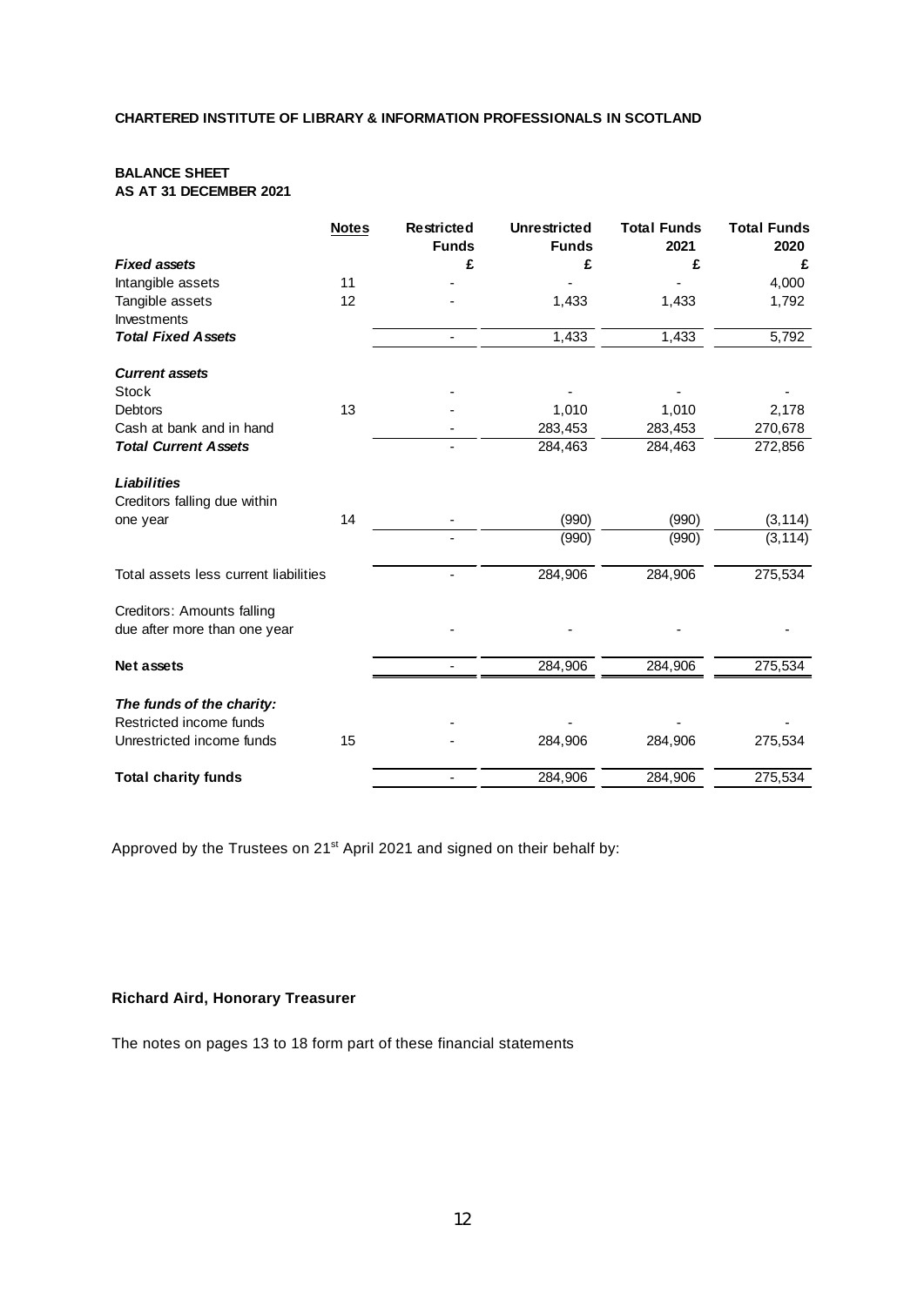**CHARTERED INSTITUTE OF LIBRARY & INFORMATION PROFESSIONALS IN SCOTLAND**

**BALANCE SHEET**
**AS AT 31 DECEMBER 2021**

| | Notes | Restricted Funds | Unrestricted Funds | Total Funds 2021 | Total Funds 2020 |
|---|---|---|---|---|---|
| ***Fixed assets*** | | £ | £ | £ | £ |
| Intangible assets | 11 | - | - | - | 4,000 |
| Tangible assets | 12 | - | 1,433 | 1,433 | 1,792 |
| Investments | | | | | |
| ***Total Fixed Assets*** | | - | 1,433 | 1,433 | 5,792 |
| | | | | | |
| ***Current assets*** | | | | | |
| Stock | | - | - | - | - |
| Debtors | 13 | - | 1,010 | 1,010 | 2,178 |
| Cash at bank and in hand | | - | 283,453 | 283,453 | 270,678 |
| ***Total Current Assets*** | | - | 284,463 | 284,463 | 272,856 |
| | | | | | |
| ***Liabilities*** | | | | | |
| Creditors falling due within one year | 14 | - | (990) | (990) | (3,114) |
| | | - | (990) | (990) | (3,114) |
| | | | | | |
| Total assets less current liabilities | | - | 284,906 | 284,906 | 275,534 |
| | | | | | |
| Creditors: Amounts falling due after more than one year | | - | - | - | - |
| | | | | | |
| **Net assets** | | - | 284,906 | 284,906 | 275,534 |
| | | | | | |
| ***The funds of the charity:*** | | | | | |
| Restricted income funds | | - | - | - | - |
| Unrestricted income funds | 15 | - | 284,906 | 284,906 | 275,534 |
| | | | | | |
| **Total charity funds** | | - | 284,906 | 284,906 | 275,534 |

Approved by the Trustees on 21st April 2021 and signed on their behalf by:

**Richard Aird, Honorary Treasurer**

The notes on pages 13 to 18 form part of these financial statements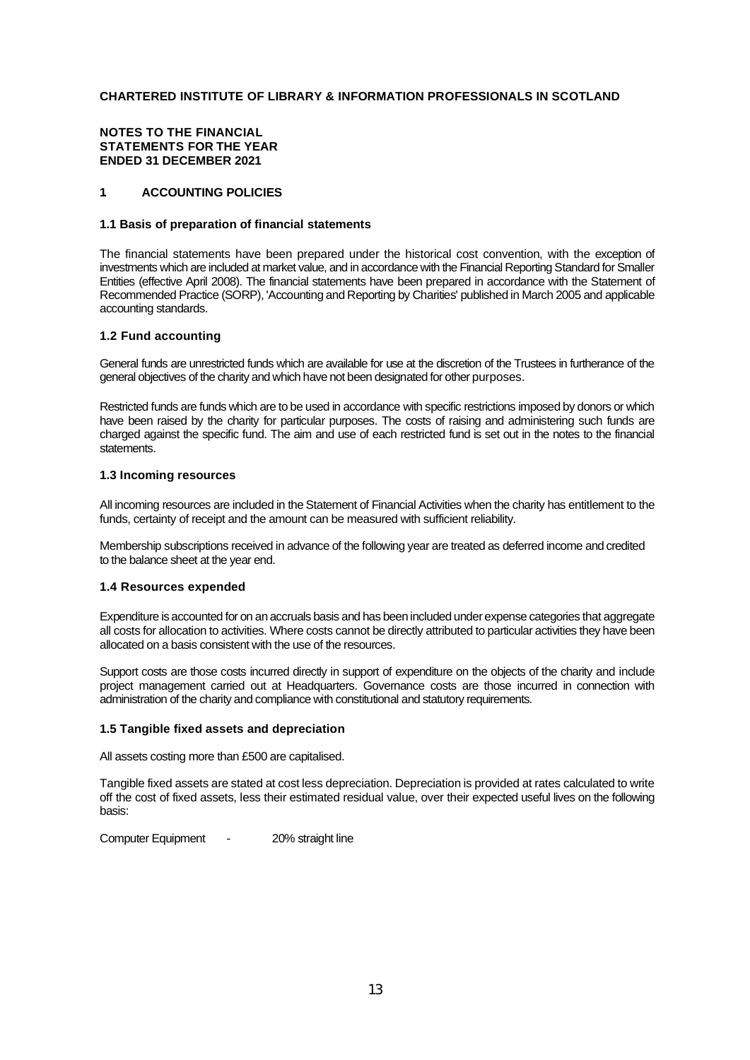**CHARTERED INSTITUTE OF LIBRARY & INFORMATION PROFESSIONALS IN SCOTLAND**

**NOTES TO THE FINANCIAL STATEMENTS FOR THE YEAR ENDED 31 DECEMBER 2021**

## 1 ACCOUNTING POLICIES

### 1.1 Basis of preparation of financial statements

The financial statements have been prepared under the historical cost convention, with the exception of investments which are included at market value, and in accordance with the Financial Reporting Standard for Smaller Entities (effective April 2008). The financial statements have been prepared in accordance with the Statement of Recommended Practice (SORP), 'Accounting and Reporting by Charities' published in March 2005 and applicable accounting standards.

### 1.2 Fund accounting

General funds are unrestricted funds which are available for use at the discretion of the Trustees in furtherance of the general objectives of the charity and which have not been designated for other purposes.

Restricted funds are funds which are to be used in accordance with specific restrictions imposed by donors or which have been raised by the charity for particular purposes. The costs of raising and administering such funds are charged against the specific fund. The aim and use of each restricted fund is set out in the notes to the financial statements.

### 1.3 Incoming resources

All incoming resources are included in the Statement of Financial Activities when the charity has entitlement to the funds, certainty of receipt and the amount can be measured with sufficient reliability.

Membership subscriptions received in advance of the following year are treated as deferred income and credited to the balance sheet at the year end.

### 1.4 Resources expended

Expenditure is accounted for on an accruals basis and has been included under expense categories that aggregate all costs for allocation to activities. Where costs cannot be directly attributed to particular activities they have been allocated on a basis consistent with the use of the resources.

Support costs are those costs incurred directly in support of expenditure on the objects of the charity and include project management carried out at Headquarters. Governance costs are those incurred in connection with administration of the charity and compliance with constitutional and statutory requirements.

### 1.5 Tangible fixed assets and depreciation

All assets costing more than £500 are capitalised.

Tangible fixed assets are stated at cost less depreciation. Depreciation is provided at rates calculated to write off the cost of fixed assets, less their estimated residual value, over their expected useful lives on the following basis:

Computer Equipment - 20% straight line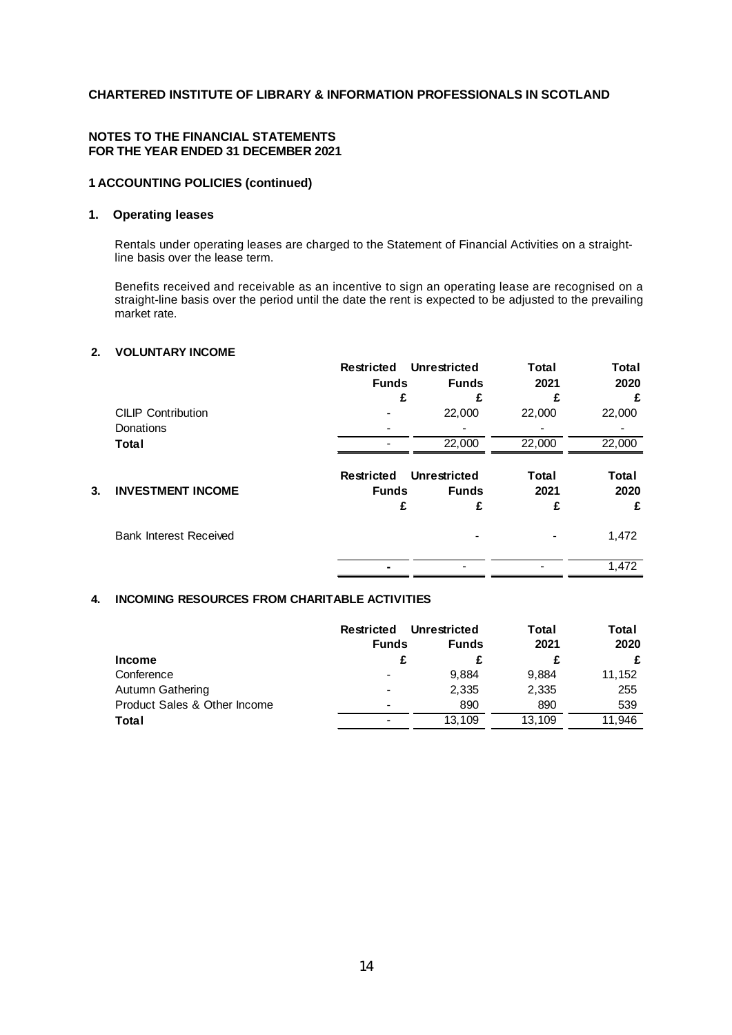**CHARTERED INSTITUTE OF LIBRARY & INFORMATION PROFESSIONALS IN SCOTLAND**

**NOTES TO THE FINANCIAL STATEMENTS**
**FOR THE YEAR ENDED 31 DECEMBER 2021**

### 1 ACCOUNTING POLICIES (continued)

#### 1. Operating leases

Rentals under operating leases are charged to the Statement of Financial Activities on a straight-line basis over the lease term.

Benefits received and receivable as an incentive to sign an operating lease are recognised on a straight-line basis over the period until the date the rent is expected to be adjusted to the prevailing market rate.

### 2. VOLUNTARY INCOME

| | Restricted Funds | Unrestricted Funds | Total 2021 | Total 2020 |
|---|---|---|---|---|
| | £ | £ | £ | £ |
| CILIP Contribution | - | 22,000 | 22,000 | 22,000 |
| Donations | - | - | - | - |
| **Total** | - | 22,000 | 22,000 | 22,000 |

### 3. INVESTMENT INCOME

| | Restricted Funds | Unrestricted Funds | Total 2021 | Total 2020 |
|---|---|---|---|---|
| | £ | £ | £ | £ |
| Bank Interest Received | | - | - | 1,472 |
| | - | - | - | 1,472 |

### 4. INCOMING RESOURCES FROM CHARITABLE ACTIVITIES

| | Restricted Funds | Unrestricted Funds | Total 2021 | Total 2020 |
|---|---|---|---|---|
| **Income** | £ | £ | £ | £ |
| Conference | - | 9,884 | 9,884 | 11,152 |
| Autumn Gathering | - | 2,335 | 2,335 | 255 |
| Product Sales & Other Income | - | 890 | 890 | 539 |
| **Total** | - | 13,109 | 13,109 | 11,946 |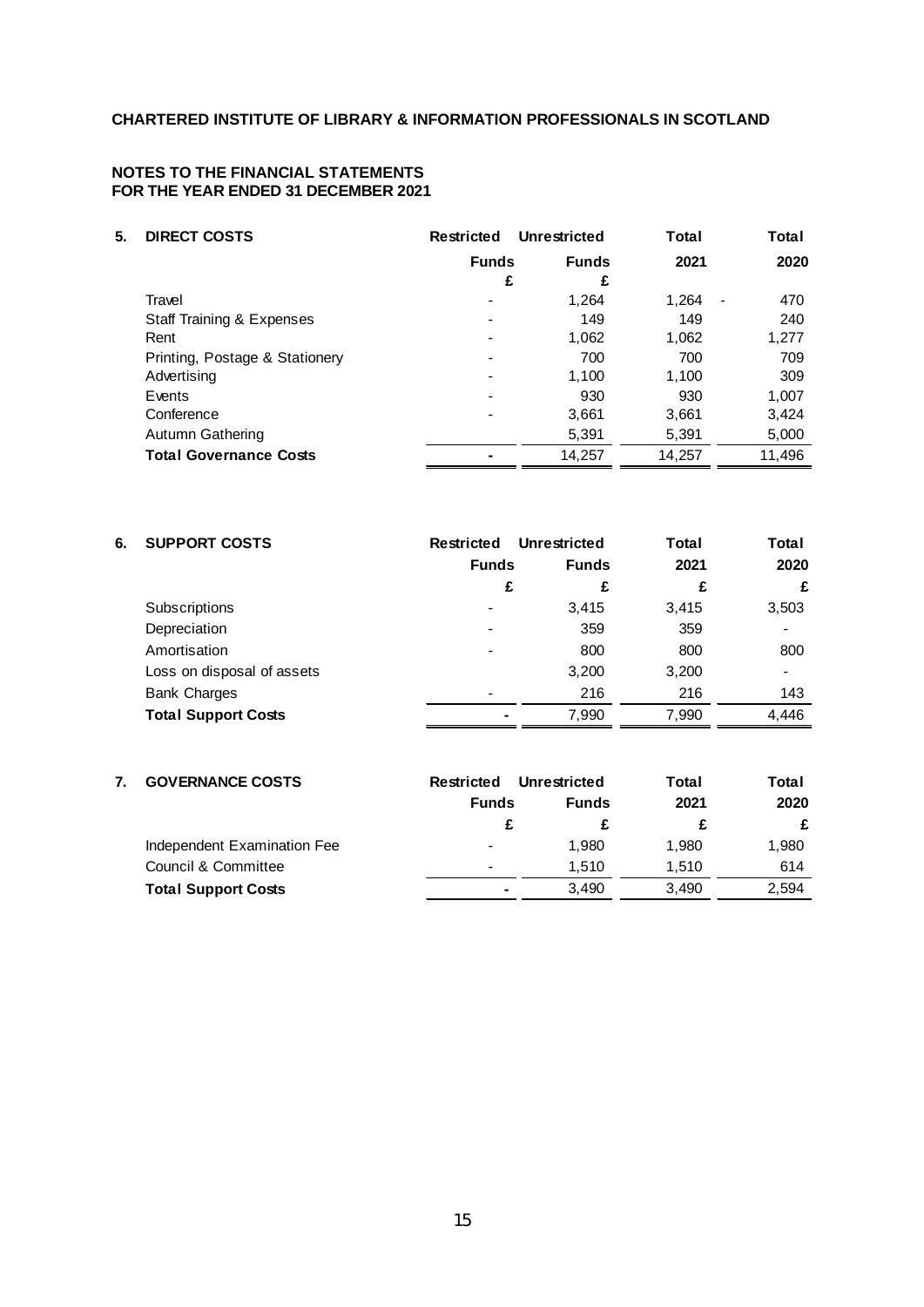**CHARTERED INSTITUTE OF LIBRARY & INFORMATION PROFESSIONALS IN SCOTLAND**

**NOTES TO THE FINANCIAL STATEMENTS**
**FOR THE YEAR ENDED 31 DECEMBER 2021**

| **5. DIRECT COSTS** | **Restricted Funds** | **Unrestricted Funds** | **Total 2021** | **Total 2020** |
|---|---|---|---|---|
| | **£** | **£** | | |
| Travel | - | 1,264 | 1,264 | - 470 |
| Staff Training & Expenses | - | 149 | 149 | 240 |
| Rent | - | 1,062 | 1,062 | 1,277 |
| Printing, Postage & Stationery | - | 700 | 700 | 709 |
| Advertising | - | 1,100 | 1,100 | 309 |
| Events | - | 930 | 930 | 1,007 |
| Conference | - | 3,661 | 3,661 | 3,424 |
| Autumn Gathering | | 5,391 | 5,391 | 5,000 |
| **Total Governance Costs** | **-** | 14,257 | 14,257 | 11,496 |

| **6. SUPPORT COSTS** | **Restricted Funds** | **Unrestricted Funds** | **Total 2021** | **Total 2020** |
|---|---|---|---|---|
| | **£** | **£** | **£** | **£** |
| Subscriptions | - | 3,415 | 3,415 | 3,503 |
| Depreciation | - | 359 | 359 | - |
| Amortisation | - | 800 | 800 | 800 |
| Loss on disposal of assets | | 3,200 | 3,200 | - |
| Bank Charges | - | 216 | 216 | 143 |
| **Total Support Costs** | **-** | 7,990 | 7,990 | 4,446 |

| **7. GOVERNANCE COSTS** | **Restricted Funds** | **Unrestricted Funds** | **Total 2021** | **Total 2020** |
|---|---|---|---|---|
| | **£** | **£** | **£** | **£** |
| Independent Examination Fee | - | 1,980 | 1,980 | 1,980 |
| Council & Committee | - | 1,510 | 1,510 | 614 |
| **Total Support Costs** | **-** | 3,490 | 3,490 | 2,594 |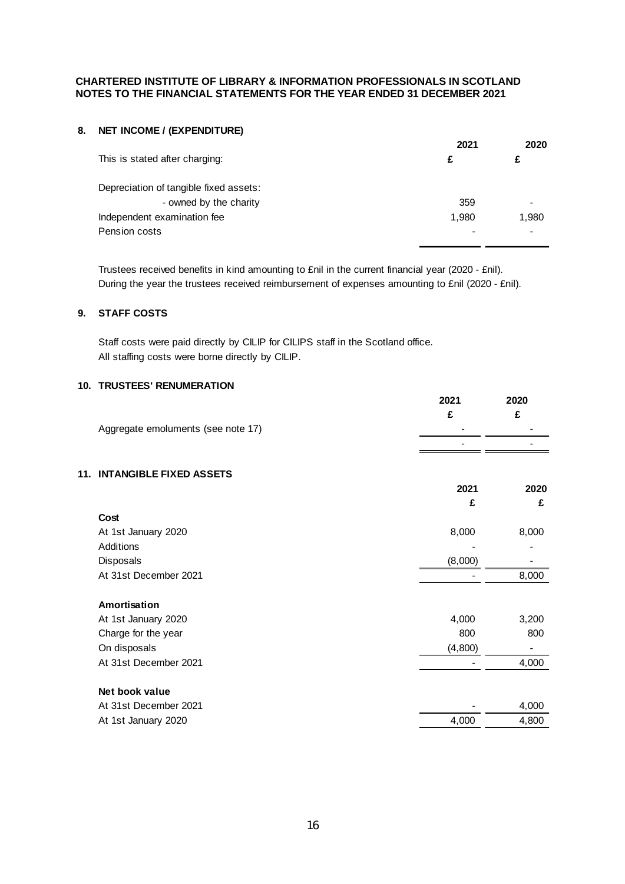**CHARTERED INSTITUTE OF LIBRARY & INFORMATION PROFESSIONALS IN SCOTLAND**
**NOTES TO THE FINANCIAL STATEMENTS FOR THE YEAR ENDED 31 DECEMBER 2021**

## 8. NET INCOME / (EXPENDITURE)

| This is stated after charging: | 2021 £ | 2020 £ |
|---|---|---|
| Depreciation of tangible fixed assets: | | |
| - owned by the charity | 359 | - |
| Independent examination fee | 1,980 | 1,980 |
| Pension costs | - | - |

Trustees received benefits in kind amounting to £nil in the current financial year (2020 - £nil).
During the year the trustees received reimbursement of expenses amounting to £nil (2020 - £nil).

## 9. STAFF COSTS

Staff costs were paid directly by CILIP for CILIPS staff in the Scotland office.
All staffing costs were borne directly by CILIP.

## 10. TRUSTEES' RENUMERATION

| | 2021 £ | 2020 £ |
|---|---|---|
| Aggregate emoluments (see note 17) | - | - |
| | - | - |

## 11. INTANGIBLE FIXED ASSETS

| | 2021 £ | 2020 £ |
|---|---|---|
| **Cost** | | |
| At 1st January 2020 | 8,000 | 8,000 |
| Additions | - | - |
| Disposals | (8,000) | - |
| At 31st December 2021 | - | 8,000 |
| **Amortisation** | | |
| At 1st January 2020 | 4,000 | 3,200 |
| Charge for the year | 800 | 800 |
| On disposals | (4,800) | - |
| At 31st December 2021 | - | 4,000 |
| **Net book value** | | |
| At 31st December 2021 | - | 4,000 |
| At 1st January 2020 | 4,000 | 4,800 |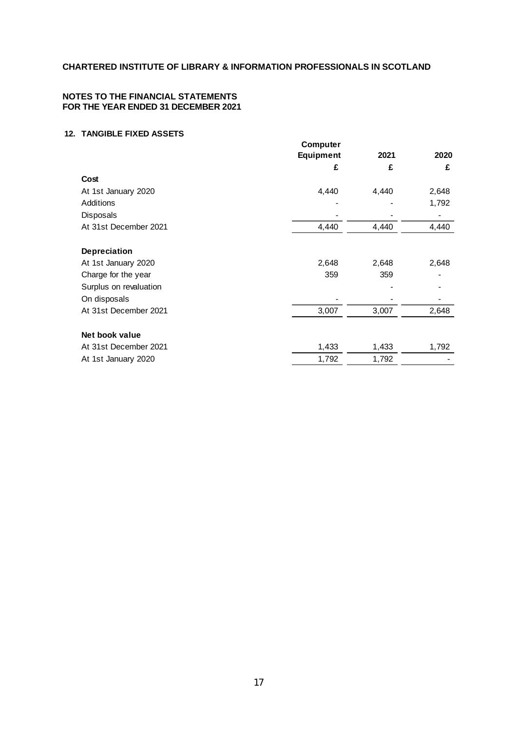**CHARTERED INSTITUTE OF LIBRARY & INFORMATION PROFESSIONALS IN SCOTLAND**

**NOTES TO THE FINANCIAL STATEMENTS**
**FOR THE YEAR ENDED 31 DECEMBER 2021**

## 12. TANGIBLE FIXED ASSETS

| | Computer Equipment | 2021 | 2020 |
|---|---|---|---|
| | £ | £ | £ |
| **Cost** | | | |
| At 1st January 2020 | 4,440 | 4,440 | 2,648 |
| Additions | - | - | 1,792 |
| Disposals | - | - | - |
| At 31st December 2021 | 4,440 | 4,440 | 4,440 |
| | | | |
| **Depreciation** | | | |
| At 1st January 2020 | 2,648 | 2,648 | 2,648 |
| Charge for the year | 359 | 359 | - |
| Surplus on revaluation | | - | - |
| On disposals | - | - | - |
| At 31st December 2021 | 3,007 | 3,007 | 2,648 |
| | | | |
| **Net book value** | | | |
| At 31st December 2021 | 1,433 | 1,433 | 1,792 |
| At 1st January 2020 | 1,792 | 1,792 | - |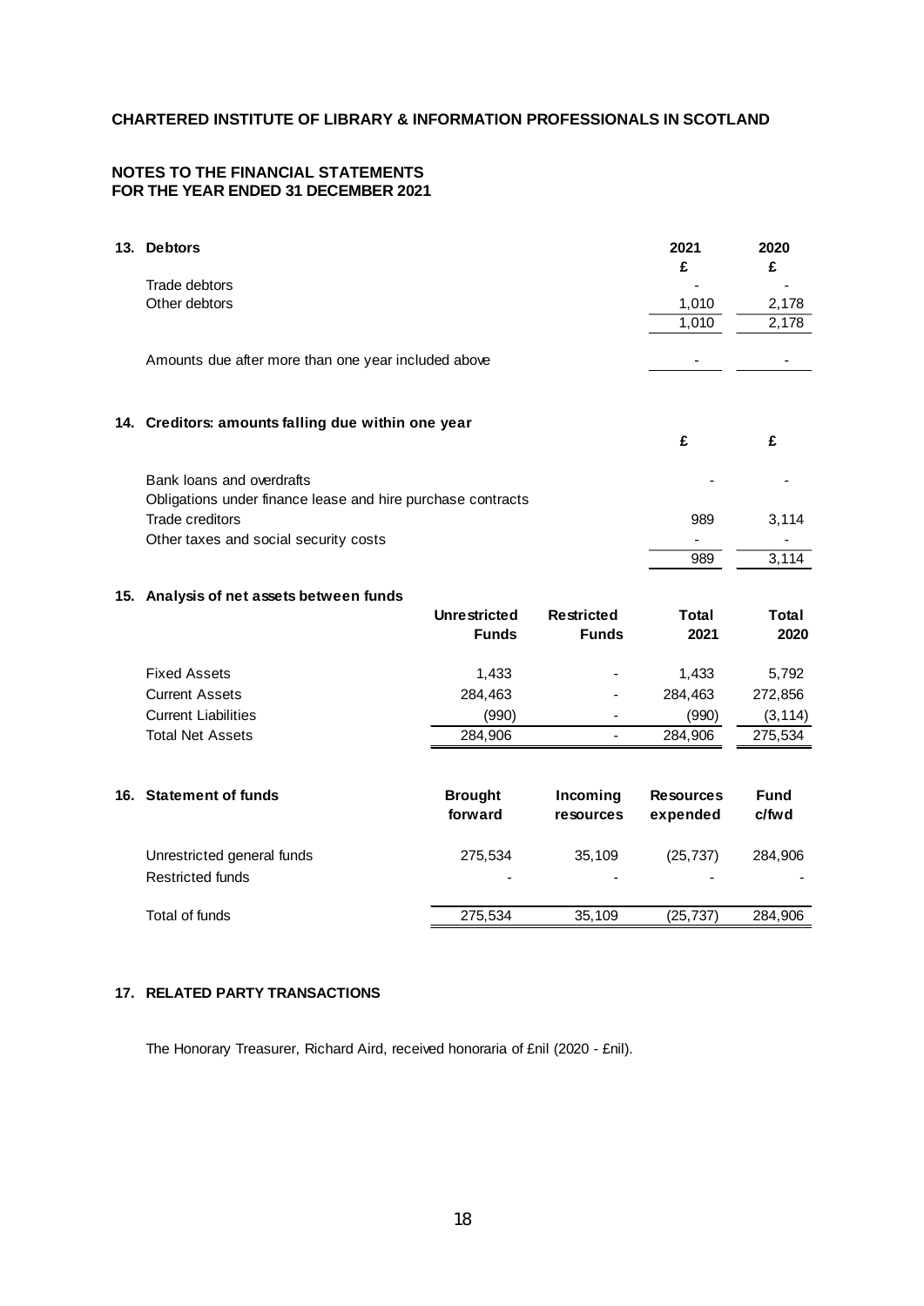# CHARTERED INSTITUTE OF LIBRARY & INFORMATION PROFESSIONALS IN SCOTLAND

## NOTES TO THE FINANCIAL STATEMENTS FOR THE YEAR ENDED 31 DECEMBER 2021

### 13. Debtors

| | 2021 £ | 2020 £ |
|---|---|---|
| Trade debtors | - | - |
| Other debtors | 1,010 | 2,178 |
| | 1,010 | 2,178 |
| Amounts due after more than one year included above | - | - |

### 14. Creditors: amounts falling due within one year

| | £ | £ |
|---|---|---|
| Bank loans and overdrafts | - | - |
| Obligations under finance lease and hire purchase contracts | | |
| Trade creditors | 989 | 3,114 |
| Other taxes and social security costs | - | - |
| | 989 | 3,114 |

### 15. Analysis of net assets between funds

| | Unrestricted Funds | Restricted Funds | Total 2021 | Total 2020 |
|---|---|---|---|---|
| Fixed Assets | 1,433 | - | 1,433 | 5,792 |
| Current Assets | 284,463 | - | 284,463 | 272,856 |
| Current Liabilities | (990) | - | (990) | (3,114) |
| Total Net Assets | 284,906 | - | 284,906 | 275,534 |

### 16. Statement of funds

| | Brought forward | Incoming resources | Resources expended | Fund c/fwd |
|---|---|---|---|---|
| Unrestricted general funds | 275,534 | 35,109 | (25,737) | 284,906 |
| Restricted funds | - | - | - | - |
| Total of funds | 275,534 | 35,109 | (25,737) | 284,906 |

### 17. RELATED PARTY TRANSACTIONS

The Honorary Treasurer, Richard Aird, received honoraria of £nil (2020 - £nil).